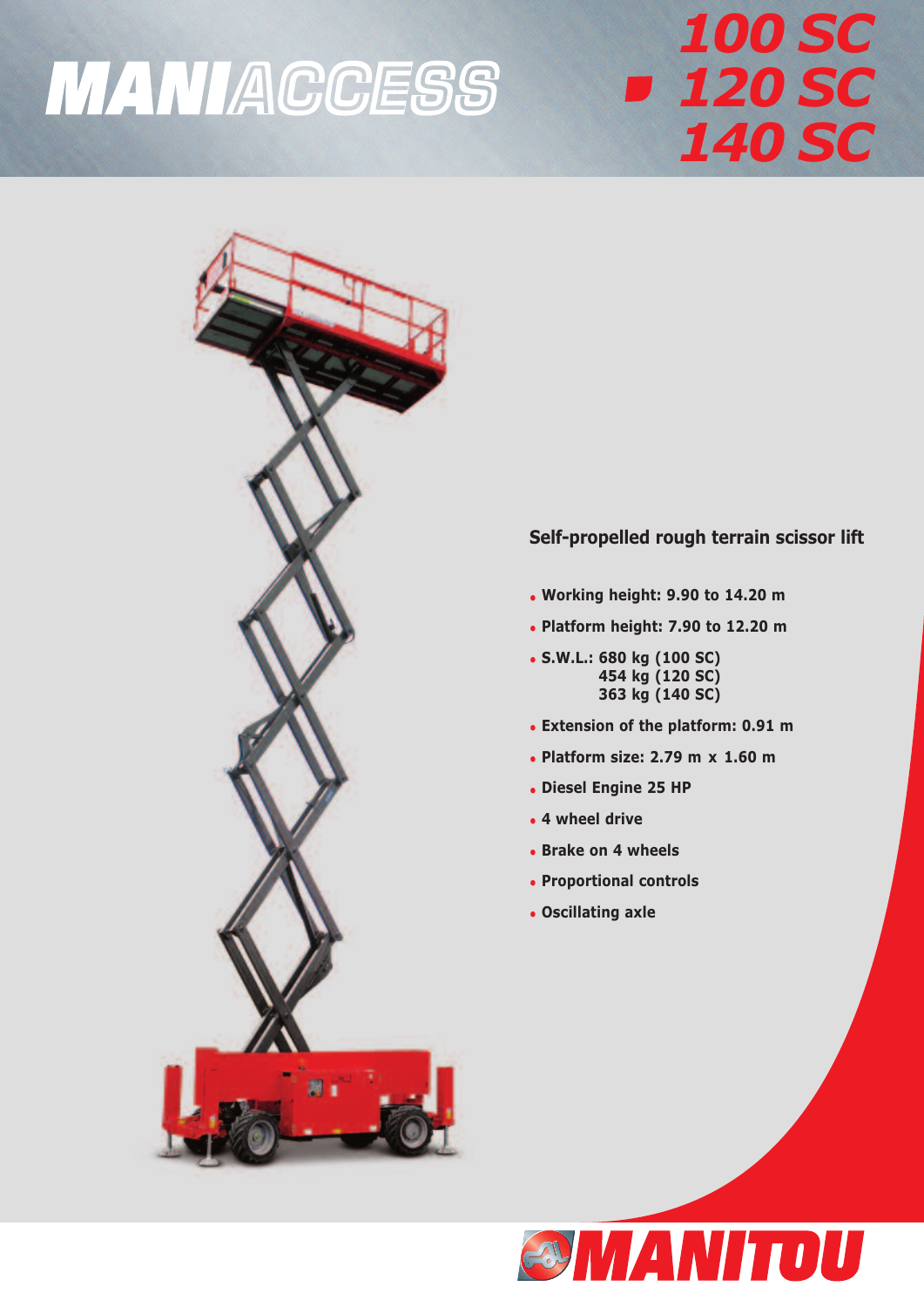# MANIACCESS

## 100 SC
## 120 SC
## 140 SC

### Self-propelled rough terrain scissor lift

- Working height: 9.90 to 14.20 m
- Platform height: 7.90 to 12.20 m
- S.W.L.: 680 kg (100 SC)
  454 kg (120 SC)
  363 kg (140 SC)
- Extension of the platform: 0.91 m
- Platform size: 2.79 m x 1.60 m
- Diesel Engine 25 HP
- 4 wheel drive
- Brake on 4 wheels
- Proportional controls
- Oscillating axle

MANITOU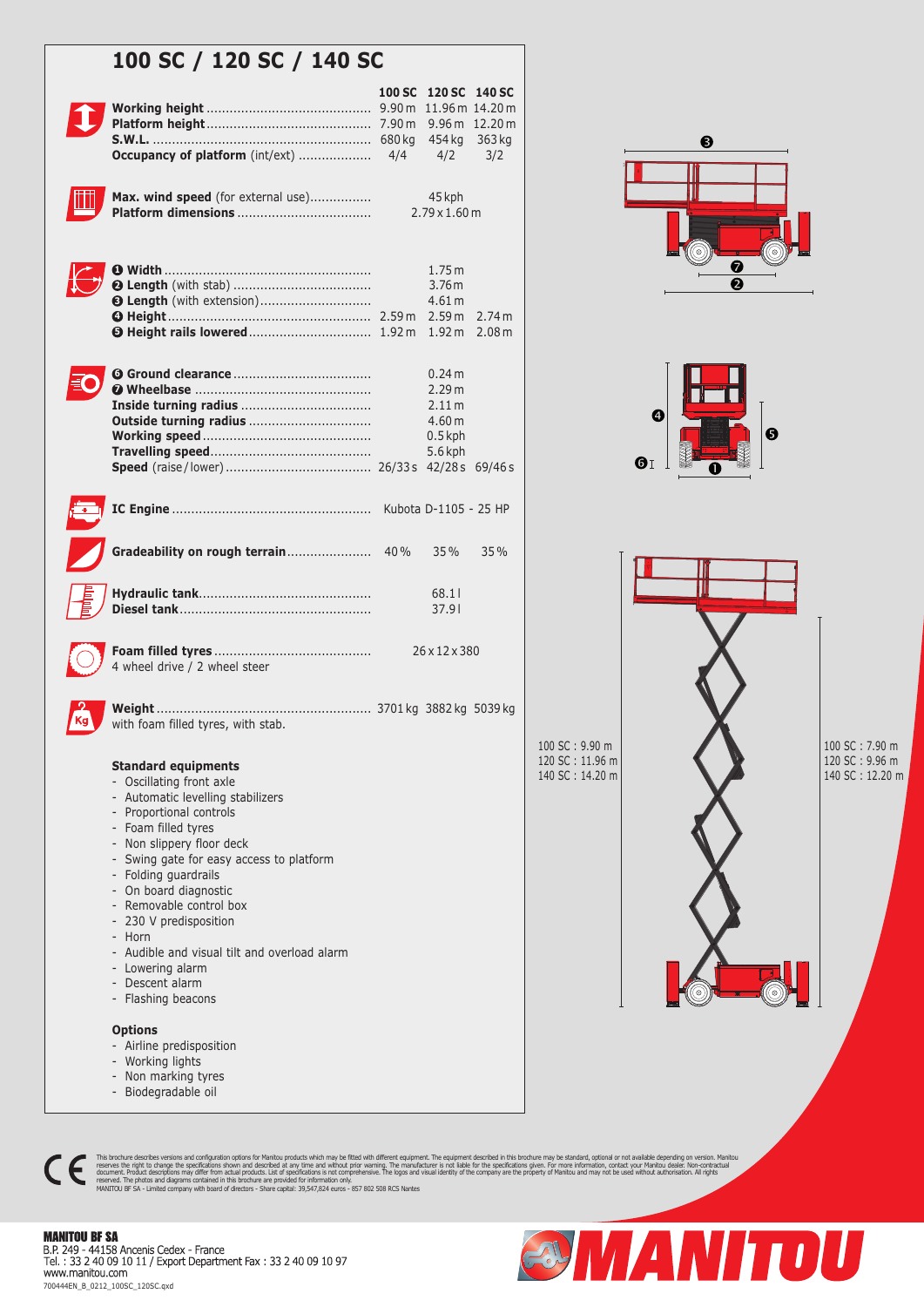# 100 SC / 120 SC / 140 SC

| | 100 SC | 120 SC | 140 SC |
|---|---|---|---|
| **Working height** | 9.90 m | 11.96 m | 14.20 m |
| **Platform height** | 7.90 m | 9.96 m | 12.20 m |
| **S.W.L.** | 680 kg | 454 kg | 363 kg |
| **Occupancy of platform** (int/ext) | 4/4 | 4/2 | 3/2 |
| **Max. wind speed** (for external use) | | 45 kph | |
| **Platform dimensions** | | 2.79 x 1.60 m | |
| ❶ **Width** | | 1.75 m | |
| ❷ **Length** (with stab) | | 3.76 m | |
| ❸ **Length** (with extension) | | 4.61 m | |
| ❹ **Height** | 2.59 m | 2.59 m | 2.74 m |
| ❺ **Height rails lowered** | 1.92 m | 1.92 m | 2.08 m |
| ❻ **Ground clearance** | | 0.24 m | |
| ❼ **Wheelbase** | | 2.29 m | |
| **Inside turning radius** | | 2.11 m | |
| **Outside turning radius** | | 4.60 m | |
| **Working speed** | | 0.5 kph | |
| **Travelling speed** | | 5.6 kph | |
| **Speed** (raise / lower) | 26/33 s | 42/28 s | 69/46 s |
| **IC Engine** | | Kubota D-1105 - 25 HP | |
| **Gradeability on rough terrain** | 40 % | 35 % | 35 % |
| **Hydraulic tank** | | 68.1 l | |
| **Diesel tank** | | 37.9 l | |
| **Foam filled tyres** 4 wheel drive / 2 wheel steer | | 26 x 12 x 380 | |
| **Weight** with foam filled tyres, with stab. | 3701 kg | 3882 kg | 5039 kg |

**Standard equipments**
- Oscillating front axle
- Automatic levelling stabilizers
- Proportional controls
- Foam filled tyres
- Non slippery floor deck
- Swing gate for easy access to platform
- Folding guardrails
- On board diagnostic
- Removable control box
- 230 V predisposition
- Horn
- Audible and visual tilt and overload alarm
- Lowering alarm
- Descent alarm
- Flashing beacons

**Options**
- Airline predisposition
- Working lights
- Non marking tyres
- Biodegradable oil

❸

❼

❷

❹

❺

❻

❶

100 SC : 9.90 m
120 SC : 11.96 m
140 SC : 14.20 m

100 SC : 7.90 m
120 SC : 9.96 m
140 SC : 12.20 m

This brochure describes versions and configuration options for Manitou products which may be fitted with different equipment. The equipment described in this brochure may be standard, optional or not available depending on version. Manitou reserves the right to change the specifications shown and described at any time and without prior warning. The manufacturer is not liable for the specifications given. For more information, contact your Manitou dealer. Non-contractual document. Product descriptions may differ from actual products. List of specifications is not comprehensive. The logos and visual identity of the company are the property of Manitou and may not be used without authorisation. All rights reserved. The photos and diagrams contained in this brochure are provided for information only.
MANITOU BF SA - Limited company with board of directors - Share capital: 39,547,824 euros - 857 802 508 RCS Nantes

**MANITOU BF SA**
B.P. 249 - 44158 Ancenis Cedex - France
Tel. : 33 2 40 09 10 11 / Export Department Fax : 33 2 40 09 10 97
www.manitou.com
700444EN_B_0212_100SC_120SC.qxd

MANITOU